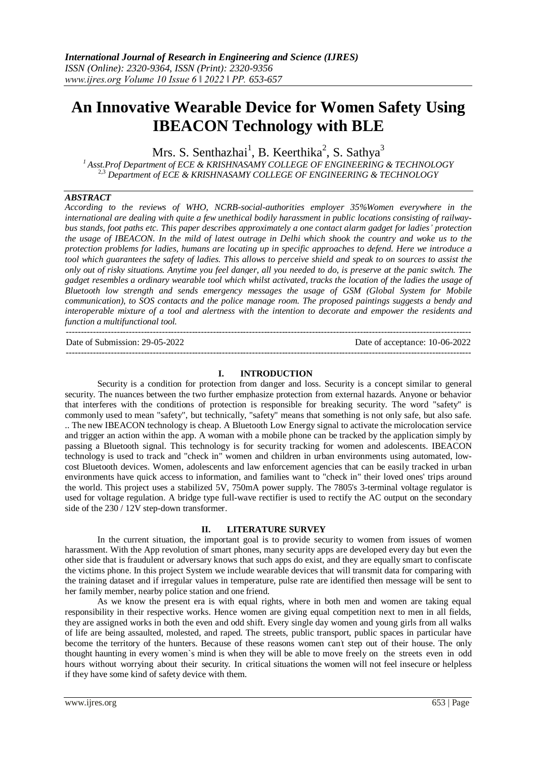# An Innovative Wearable Device for Women Safety Using IBEACON Technology with BLE

Mrs. S. Senthazhai[1], B. Keerthika[2], S. Sathya[3]

[1] Asst.Prof Department of ECE & KRISHNASAMY COLLEGE OF ENGINEERING & TECHNOLOGY
[2,3] Department of ECE & KRISHNASAMY COLLEGE OF ENGINEERING & TECHNOLOGY

***ABSTRACT***

*According to the reviews of WHO, NCRB-social-authorities employer 35%Women everywhere in the international are dealing with quite a few unethical bodily harassment in public locations consisting of railway-bus stands, foot paths etc. This paper describes approximately a one contact alarm gadget for ladies' protection the usage of IBEACON. In the mild of latest outrage in Delhi which shook the country and woke us to the protection problems for ladies, humans are locating up in specific approaches to defend. Here we introduce a tool which guarantees the safety of ladies. This allows to perceive shield and speak to on sources to assist the only out of risky situations. Anytime you feel danger, all you needed to do, is preserve at the panic switch. The gadget resembles a ordinary wearable tool which whilst activated, tracks the location of the ladies the usage of Bluetooth low strength and sends emergency messages the usage of GSM (Global System for Mobile communication), to SOS contacts and the police manage room. The proposed paintings suggests a bendy and interoperable mixture of a tool and alertness with the intention to decorate and empower the residents and function a multifunctional tool.*

---

Date of Submission: 29-05-2022 | Date of acceptance: 10-06-2022

---

## I. INTRODUCTION

Security is a condition for protection from danger and loss. Security is a concept similar to general security. The nuances between the two further emphasize protection from external hazards. Anyone or behavior that interferes with the conditions of protection is responsible for breaking security. The word "safety" is commonly used to mean "safety", but technically, "safety" means that something is not only safe, but also safe. .. The new IBEACON technology is cheap. A Bluetooth Low Energy signal to activate the microlocation service and trigger an action within the app. A woman with a mobile phone can be tracked by the application simply by passing a Bluetooth signal. This technology is for security tracking for women and adolescents. IBEACON technology is used to track and "check in" women and children in urban environments using automated, low-cost Bluetooth devices. Women, adolescents and law enforcement agencies that can be easily tracked in urban environments have quick access to information, and families want to "check in" their loved ones' trips around the world. This project uses a stabilized 5V, 750mA power supply. The 7805's 3-terminal voltage regulator is used for voltage regulation. A bridge type full-wave rectifier is used to rectify the AC output on the secondary side of the 230 / 12V step-down transformer.

## II. LITERATURE SURVEY

In the current situation, the important goal is to provide security to women from issues of women harassment. With the App revolution of smart phones, many security apps are developed every day but even the other side that is fraudulent or adversary knows that such apps do exist, and they are equally smart to confiscate the victims phone. In this project System we include wearable devices that will transmit data for comparing with the training dataset and if irregular values in temperature, pulse rate are identified then message will be sent to her family member, nearby police station and one friend.

As we know the present era is with equal rights, where in both men and women are taking equal responsibility in their respective works. Hence women are giving equal competition next to men in all fields, they are assigned works in both the even and odd shift. Every single day women and young girls from all walks of life are being assaulted, molested, and raped. The streets, public transport, public spaces in particular have become the territory of the hunters. Because of these reasons women can't step out of their house. The only thought haunting in every women`s mind is when they will be able to move freely on the streets even in odd hours without worrying about their security. In critical situations the women will not feel insecure or helpless if they have some kind of safety device with them.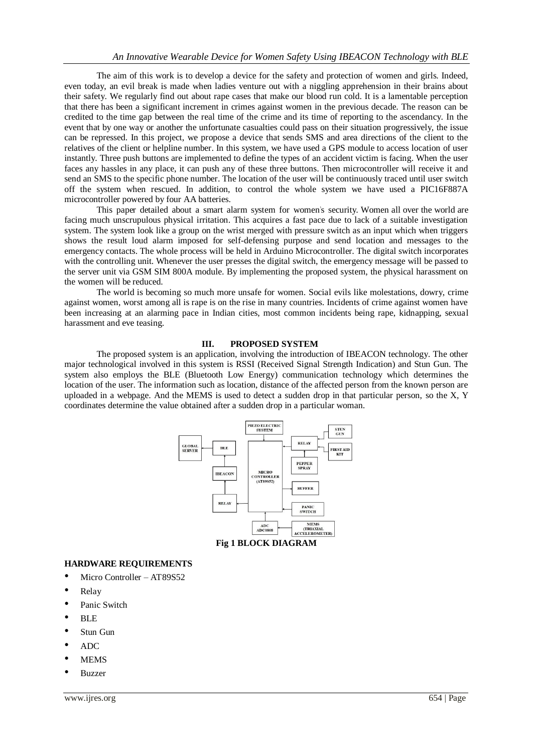The aim of this work is to develop a device for the safety and protection of women and girls. Indeed, even today, an evil break is made when ladies venture out with a niggling apprehension in their brains about their safety. We regularly find out about rape cases that make our blood run cold. It is a lamentable perception that there has been a significant increment in crimes against women in the previous decade. The reason can be credited to the time gap between the real time of the crime and its time of reporting to the ascendancy. In the event that by one way or another the unfortunate casualties could pass on their situation progressively, the issue can be repressed. In this project, we propose a device that sends SMS and area directions of the client to the relatives of the client or helpline number. In this system, we have used a GPS module to access location of user instantly. Three push buttons are implemented to define the types of an accident victim is facing. When the user faces any hassles in any place, it can push any of these three buttons. Then microcontroller will receive it and send an SMS to the specific phone number. The location of the user will be continuously traced until user switch off the system when rescued. In addition, to control the whole system we have used a PIC16F887A microcontroller powered by four AA batteries.

This paper detailed about a smart alarm system for women's security. Women all over the world are facing much unscrupulous physical irritation. This acquires a fast pace due to lack of a suitable investigation system. The system look like a group on the wrist merged with pressure switch as an input which when triggers shows the result loud alarm imposed for self-defensing purpose and send location and messages to the emergency contacts. The whole process will be held in Arduino Microcontroller. The digital switch incorporates with the controlling unit. Whenever the user presses the digital switch, the emergency message will be passed to the server unit via GSM SIM 800A module. By implementing the proposed system, the physical harassment on the women will be reduced.

The world is becoming so much more unsafe for women. Social evils like molestations, dowry, crime against women, worst among all is rape is on the rise in many countries. Incidents of crime against women have been increasing at an alarming pace in Indian cities, most common incidents being rape, kidnapping, sexual harassment and eve teasing.

## III. PROPOSED SYSTEM

The proposed system is an application, involving the introduction of IBEACON technology. The other major technological involved in this system is RSSI (Received Signal Strength Indication) and Stun Gun. The system also employs the BLE (Bluetooth Low Energy) communication technology which determines the location of the user. The information such as location, distance of the affected person from the known person are uploaded in a webpage. And the MEMS is used to detect a sudden drop in that particular person, so the X, Y coordinates determine the value obtained after a sudden drop in a particular woman.

GLOBAL SERVER, BLE, IBEACON, RELAY, PIEZO ELECTRIC SYSTEM, MICRO CONTROLLER (AT89S52), RELAY, STUN GUN, FIRST AID KIT, PEPPER SPRAY, BUFFER, PANIC SWITCH, ADC ADC0808, MEMS (TRIAXIAL ACCELEROMETER)

**Fig 1 BLOCK DIAGRAM**

**HARDWARE REQUIREMENTS**

- Micro Controller – AT89S52
- Relay
- Panic Switch
- BLE
- Stun Gun
- ADC
- MEMS
- Buzzer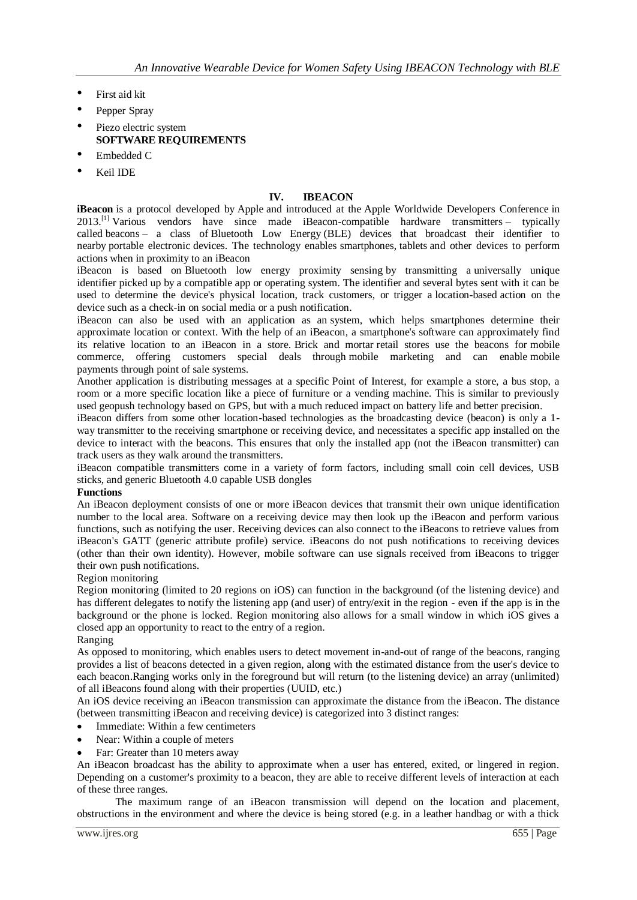- First aid kit
- Pepper Spray
- Piezo electric system

**SOFTWARE REQUIREMENTS**

- Embedded C
- Keil IDE

## IV. IBEACON

**iBeacon** is a protocol developed by Apple and introduced at the Apple Worldwide Developers Conference in 2013.[1] Various vendors have since made iBeacon-compatible hardware transmitters – typically called beacons – a class of Bluetooth Low Energy (BLE) devices that broadcast their identifier to nearby portable electronic devices. The technology enables smartphones, tablets and other devices to perform actions when in proximity to an iBeacon

iBeacon is based on Bluetooth low energy proximity sensing by transmitting a universally unique identifier picked up by a compatible app or operating system. The identifier and several bytes sent with it can be used to determine the device's physical location, track customers, or trigger a location-based action on the device such as a check-in on social media or a push notification.

iBeacon can also be used with an application as an system, which helps smartphones determine their approximate location or context. With the help of an iBeacon, a smartphone's software can approximately find its relative location to an iBeacon in a store. Brick and mortar retail stores use the beacons for mobile commerce, offering customers special deals through mobile marketing and can enable mobile payments through point of sale systems.

Another application is distributing messages at a specific Point of Interest, for example a store, a bus stop, a room or a more specific location like a piece of furniture or a vending machine. This is similar to previously used geopush technology based on GPS, but with a much reduced impact on battery life and better precision.

iBeacon differs from some other location-based technologies as the broadcasting device (beacon) is only a 1-way transmitter to the receiving smartphone or receiving device, and necessitates a specific app installed on the device to interact with the beacons. This ensures that only the installed app (not the iBeacon transmitter) can track users as they walk around the transmitters.

iBeacon compatible transmitters come in a variety of form factors, including small coin cell devices, USB sticks, and generic Bluetooth 4.0 capable USB dongles

**Functions**

An iBeacon deployment consists of one or more iBeacon devices that transmit their own unique identification number to the local area. Software on a receiving device may then look up the iBeacon and perform various functions, such as notifying the user. Receiving devices can also connect to the iBeacons to retrieve values from iBeacon's GATT (generic attribute profile) service. iBeacons do not push notifications to receiving devices (other than their own identity). However, mobile software can use signals received from iBeacons to trigger their own push notifications.

Region monitoring

Region monitoring (limited to 20 regions on iOS) can function in the background (of the listening device) and has different delegates to notify the listening app (and user) of entry/exit in the region - even if the app is in the background or the phone is locked. Region monitoring also allows for a small window in which iOS gives a closed app an opportunity to react to the entry of a region.

Ranging

As opposed to monitoring, which enables users to detect movement in-and-out of range of the beacons, ranging provides a list of beacons detected in a given region, along with the estimated distance from the user's device to each beacon.Ranging works only in the foreground but will return (to the listening device) an array (unlimited) of all iBeacons found along with their properties (UUID, etc.)

An iOS device receiving an iBeacon transmission can approximate the distance from the iBeacon. The distance (between transmitting iBeacon and receiving device) is categorized into 3 distinct ranges:

- Immediate: Within a few centimeters
- Near: Within a couple of meters
- Far: Greater than 10 meters away

An iBeacon broadcast has the ability to approximate when a user has entered, exited, or lingered in region. Depending on a customer's proximity to a beacon, they are able to receive different levels of interaction at each of these three ranges.

The maximum range of an iBeacon transmission will depend on the location and placement, obstructions in the environment and where the device is being stored (e.g. in a leather handbag or with a thick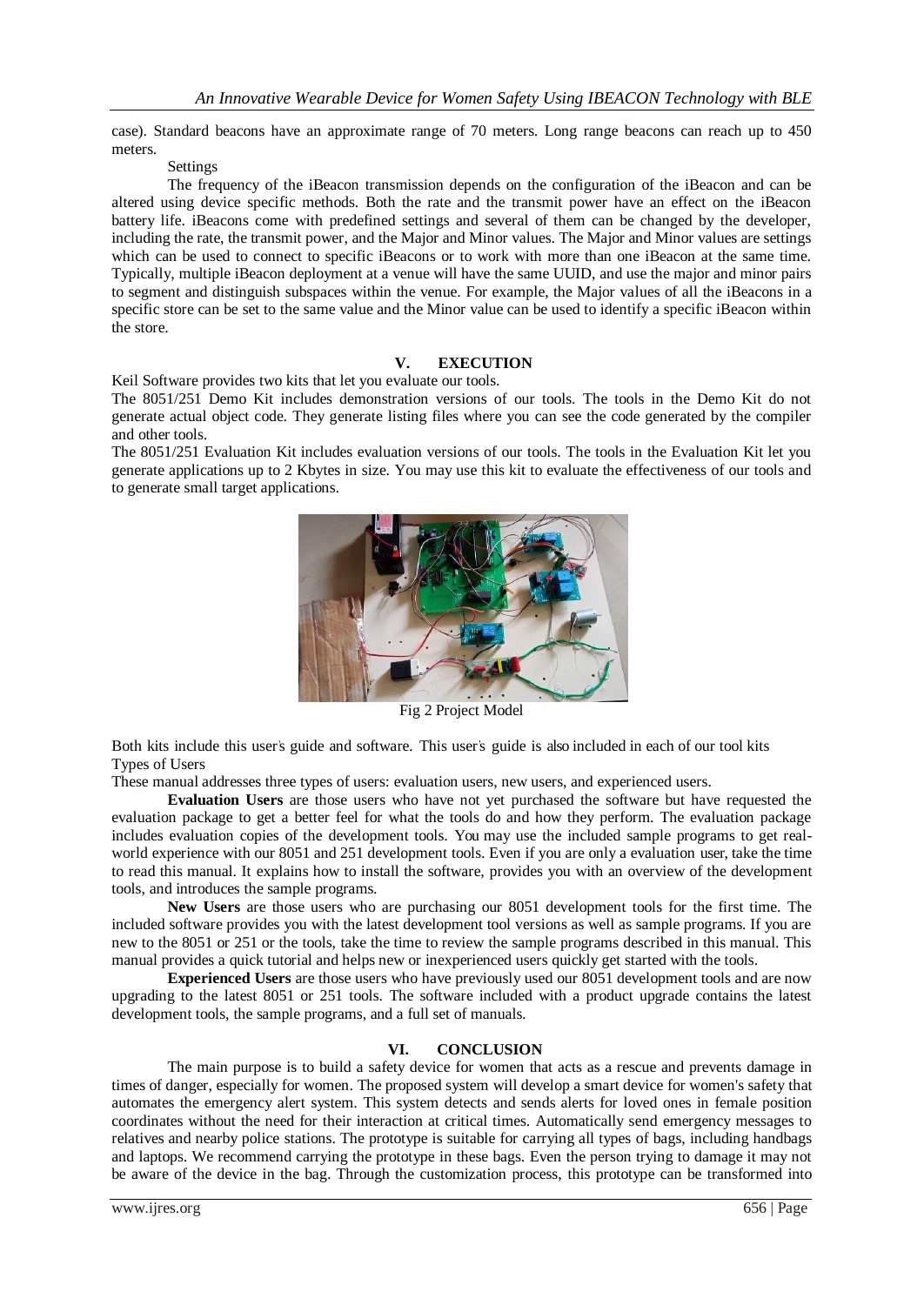case). Standard beacons have an approximate range of 70 meters. Long range beacons can reach up to 450 meters.

Settings

The frequency of the iBeacon transmission depends on the configuration of the iBeacon and can be altered using device specific methods. Both the rate and the transmit power have an effect on the iBeacon battery life. iBeacons come with predefined settings and several of them can be changed by the developer, including the rate, the transmit power, and the Major and Minor values. The Major and Minor values are settings which can be used to connect to specific iBeacons or to work with more than one iBeacon at the same time. Typically, multiple iBeacon deployment at a venue will have the same UUID, and use the major and minor pairs to segment and distinguish subspaces within the venue. For example, the Major values of all the iBeacons in a specific store can be set to the same value and the Minor value can be used to identify a specific iBeacon within the store.

## V. EXECUTION

Keil Software provides two kits that let you evaluate our tools.

The 8051/251 Demo Kit includes demonstration versions of our tools. The tools in the Demo Kit do not generate actual object code. They generate listing files where you can see the code generated by the compiler and other tools.

The 8051/251 Evaluation Kit includes evaluation versions of our tools. The tools in the Evaluation Kit let you generate applications up to 2 Kbytes in size. You may use this kit to evaluate the effectiveness of our tools and to generate small target applications.

Fig 2 Project Model

Both kits include this user's guide and software. This user's guide is also included in each of our tool kits

Types of Users

These manual addresses three types of users: evaluation users, new users, and experienced users.

**Evaluation Users** are those users who have not yet purchased the software but have requested the evaluation package to get a better feel for what the tools do and how they perform. The evaluation package includes evaluation copies of the development tools. You may use the included sample programs to get real-world experience with our 8051 and 251 development tools. Even if you are only a evaluation user, take the time to read this manual. It explains how to install the software, provides you with an overview of the development tools, and introduces the sample programs.

**New Users** are those users who are purchasing our 8051 development tools for the first time. The included software provides you with the latest development tool versions as well as sample programs. If you are new to the 8051 or 251 or the tools, take the time to review the sample programs described in this manual. This manual provides a quick tutorial and helps new or inexperienced users quickly get started with the tools.

**Experienced Users** are those users who have previously used our 8051 development tools and are now upgrading to the latest 8051 or 251 tools. The software included with a product upgrade contains the latest development tools, the sample programs, and a full set of manuals.

## VI. CONCLUSION

The main purpose is to build a safety device for women that acts as a rescue and prevents damage in times of danger, especially for women. The proposed system will develop a smart device for women's safety that automates the emergency alert system. This system detects and sends alerts for loved ones in female position coordinates without the need for their interaction at critical times. Automatically send emergency messages to relatives and nearby police stations. The prototype is suitable for carrying all types of bags, including handbags and laptops. We recommend carrying the prototype in these bags. Even the person trying to damage it may not be aware of the device in the bag. Through the customization process, this prototype can be transformed into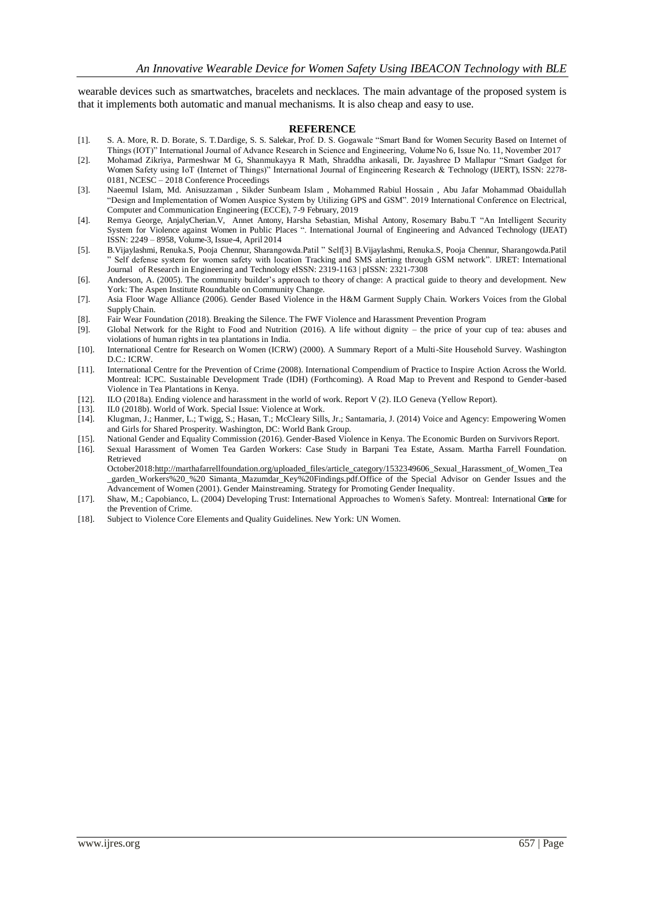wearable devices such as smartwatches, bracelets and necklaces. The main advantage of the proposed system is that it implements both automatic and manual mechanisms. It is also cheap and easy to use.

## REFERENCE

[1]. S. A. More, R. D. Borate, S. T. Dardige, S. S. Salekar, Prof. D. S. Gogawale "Smart Band for Women Security Based on Internet of Things (IOT)" International Journal of Advance Research in Science and Engineering, Volume No 6, Issue No. 11, November 2017

[2]. Mohamad Zikriya, Parmeshwar M G, Shanmukayya R Math, Shraddha ankasali, Dr. Jayashree D Mallapur "Smart Gadget for Women Safety using IoT (Internet of Things)" International Journal of Engineering Research & Technology (IJERT), ISSN: 2278-0181, NCESC – 2018 Conference Proceedings

[3]. Naeemul Islam, Md. Anisuzzaman , Sikder Sunbeam Islam , Mohammed Rabiul Hossain , Abu Jafar Mohammad Obaidullah "Design and Implementation of Women Auspice System by Utilizing GPS and GSM". 2019 International Conference on Electrical, Computer and Communication Engineering (ECCE), 7-9 February, 2019

[4]. Remya George, AnjalyCherian.V, Annet Antony, Harsha Sebastian, Mishal Antony, Rosemary Babu.T "An Intelligent Security System for Violence against Women in Public Places ". International Journal of Engineering and Advanced Technology (IJEAT) ISSN: 2249 – 8958, Volume-3, Issue-4, April 2014

[5]. B.Vijaylashmi, Renuka.S, Pooja Chennur, Sharangowda.Patil " Self[3] B.Vijaylashmi, Renuka.S, Pooja Chennur, Sharangowda.Patil " Self defense system for women safety with location Tracking and SMS alerting through GSM network". IJRET: International Journal of Research in Engineering and Technology eISSN: 2319-1163 | pISSN: 2321-7308

[6]. Anderson, A. (2005). The community builder's approach to theory of change: A practical guide to theory and development. New York: The Aspen Institute Roundtable on Community Change.

[7]. Asia Floor Wage Alliance (2006). Gender Based Violence in the H&M Garment Supply Chain. Workers Voices from the Global Supply Chain.

[8]. Fair Wear Foundation (2018). Breaking the Silence. The FWF Violence and Harassment Prevention Program

[9]. Global Network for the Right to Food and Nutrition (2016). A life without dignity – the price of your cup of tea: abuses and violations of human rights in tea plantations in India.

[10]. International Centre for Research on Women (ICRW) (2000). A Summary Report of a Multi-Site Household Survey. Washington D.C.: ICRW.

[11]. International Centre for the Prevention of Crime (2008). International Compendium of Practice to Inspire Action Across the World. Montreal: ICPC. Sustainable Development Trade (IDH) (Forthcoming). A Road Map to Prevent and Respond to Gender-based Violence in Tea Plantations in Kenya.

[12]. ILO (2018a). Ending violence and harassment in the world of work. Report V (2). ILO Geneva (Yellow Report).

[13]. IL0 (2018b). World of Work. Special Issue: Violence at Work.

[14]. Klugman, J.; Hanmer, L.; Twigg, S.; Hasan, T.; McCleary Sills, Jr.; Santamaria, J. (2014) Voice and Agency: Empowering Women and Girls for Shared Prosperity. Washington, DC: World Bank Group.

[15]. National Gender and Equality Commission (2016). Gender-Based Violence in Kenya. The Economic Burden on Survivors Report.

[16]. Sexual Harassment of Women Tea Garden Workers: Case Study in Barpani Tea Estate, Assam. Martha Farrell Foundation. Retrieved on October2018:http://marthafarrellfoundation.org/uploaded_files/article_category/1532349606_Sexual_Harassment_of_Women_Tea_garden_Workers%20_%20 Simanta_Mazumdar_Key%20Findings.pdf.Office of the Special Advisor on Gender Issues and the Advancement of Women (2001). Gender Mainstreaming. Strategy for Promoting Gender Inequality.

[17]. Shaw, M.; Capobianco, L. (2004) Developing Trust: International Approaches to Women's Safety. Montreal: International Centre for the Prevention of Crime.

[18]. Subject to Violence Core Elements and Quality Guidelines. New York: UN Women.